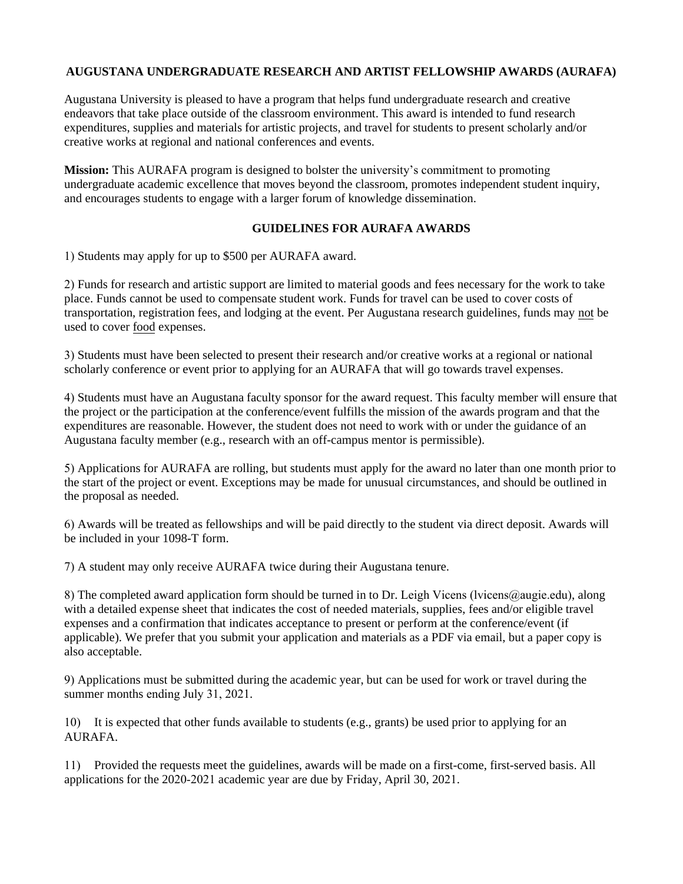**AUGUSTANA UNDERGRADUATE RESEARCH AND ARTIST FELLOWSHIP AWARDS (AURAFA)**

Augustana University is pleased to have a program that helps fund undergraduate research and creative endeavors that take place outside of the classroom environment. This award is intended to fund research expenditures, supplies and materials for artistic projects, and travel for students to present scholarly and/or creative works at regional and national conferences and events.

**Mission:** This AURAFA program is designed to bolster the university's commitment to promoting undergraduate academic excellence that moves beyond the classroom, promotes independent student inquiry, and encourages students to engage with a larger forum of knowledge dissemination.

**GUIDELINES FOR AURAFA AWARDS**

1) Students may apply for up to $500 per AURAFA award.

2) Funds for research and artistic support are limited to material goods and fees necessary for the work to take place. Funds cannot be used to compensate student work. Funds for travel can be used to cover costs of transportation, registration fees, and lodging at the event. Per Augustana research guidelines, funds may not be used to cover food expenses.

3) Students must have been selected to present their research and/or creative works at a regional or national scholarly conference or event prior to applying for an AURAFA that will go towards travel expenses.

4) Students must have an Augustana faculty sponsor for the award request. This faculty member will ensure that the project or the participation at the conference/event fulfills the mission of the awards program and that the expenditures are reasonable. However, the student does not need to work with or under the guidance of an Augustana faculty member (e.g., research with an off-campus mentor is permissible).

5) Applications for AURAFA are rolling, but students must apply for the award no later than one month prior to the start of the project or event. Exceptions may be made for unusual circumstances, and should be outlined in the proposal as needed.

6) Awards will be treated as fellowships and will be paid directly to the student via direct deposit. Awards will be included in your 1098-T form.

7) A student may only receive AURAFA twice during their Augustana tenure.

8) The completed award application form should be turned in to Dr. Leigh Vicens (lvicens@augie.edu), along with a detailed expense sheet that indicates the cost of needed materials, supplies, fees and/or eligible travel expenses and a confirmation that indicates acceptance to present or perform at the conference/event (if applicable). We prefer that you submit your application and materials as a PDF via email, but a paper copy is also acceptable.

9) Applications must be submitted during the academic year, but can be used for work or travel during the summer months ending July 31, 2021.

10) It is expected that other funds available to students (e.g., grants) be used prior to applying for an AURAFA.

11) Provided the requests meet the guidelines, awards will be made on a first-come, first-served basis. All applications for the 2020-2021 academic year are due by Friday, April 30, 2021.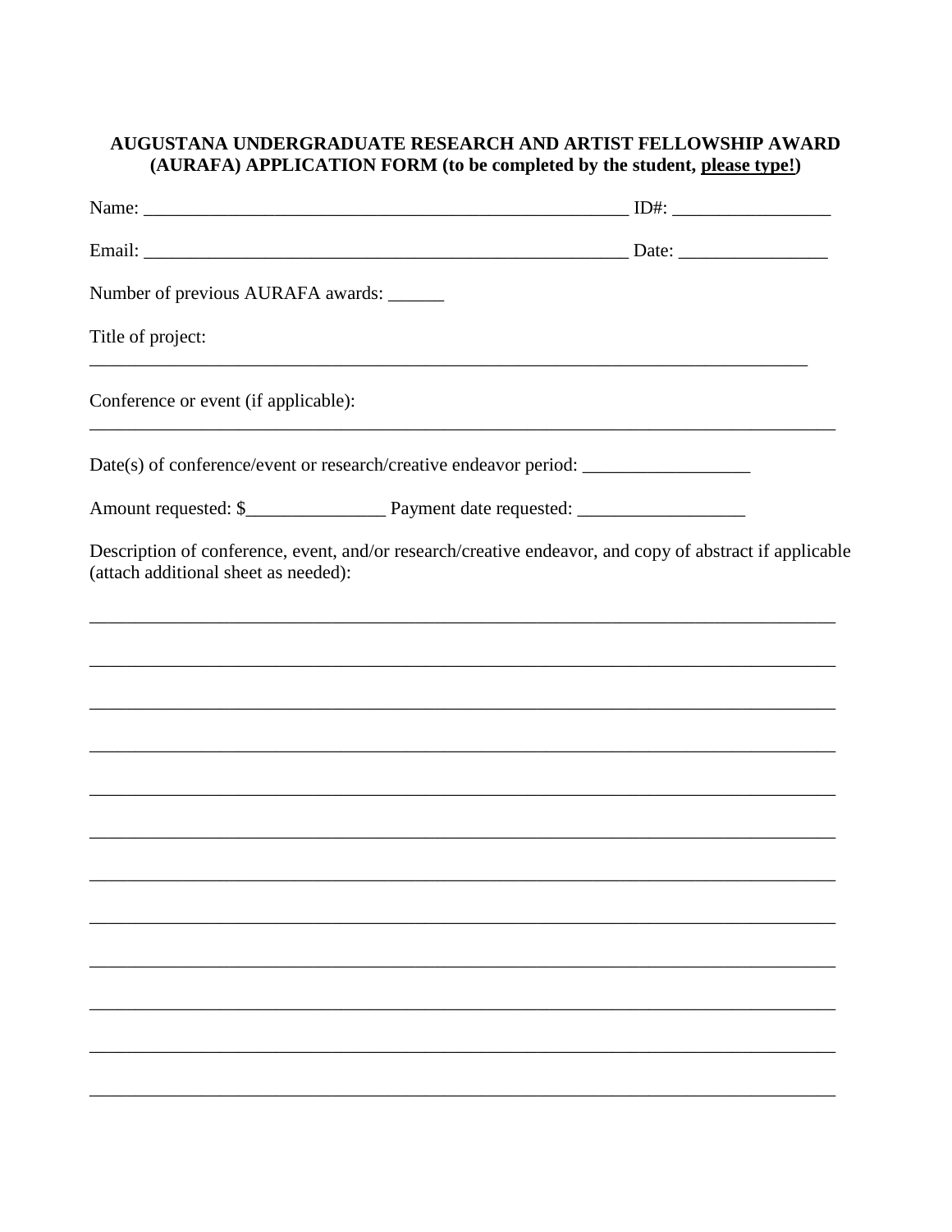**AUGUSTANA UNDERGRADUATE RESEARCH AND ARTIST FELLOWSHIP AWARD (AURAFA) APPLICATION FORM (to be completed by the student, please type!)**

Name: ______________________________________________________ ID#: _________________

Email: ______________________________________________________ Date: ________________

Number of previous AURAFA awards: ______

Title of project:

_________________________________________________________________________________

Conference or event (if applicable):

_________________________________________________________________________________

Date(s) of conference/event or research/creative endeavor period: __________________

Amount requested: $_______________ Payment date requested: __________________

Description of conference, event, and/or research/creative endeavor, and copy of abstract if applicable (attach additional sheet as needed):

_________________________________________________________________________________

_________________________________________________________________________________

_________________________________________________________________________________

_________________________________________________________________________________

_________________________________________________________________________________

_________________________________________________________________________________

_________________________________________________________________________________

_________________________________________________________________________________

_________________________________________________________________________________

_________________________________________________________________________________

_________________________________________________________________________________

_________________________________________________________________________________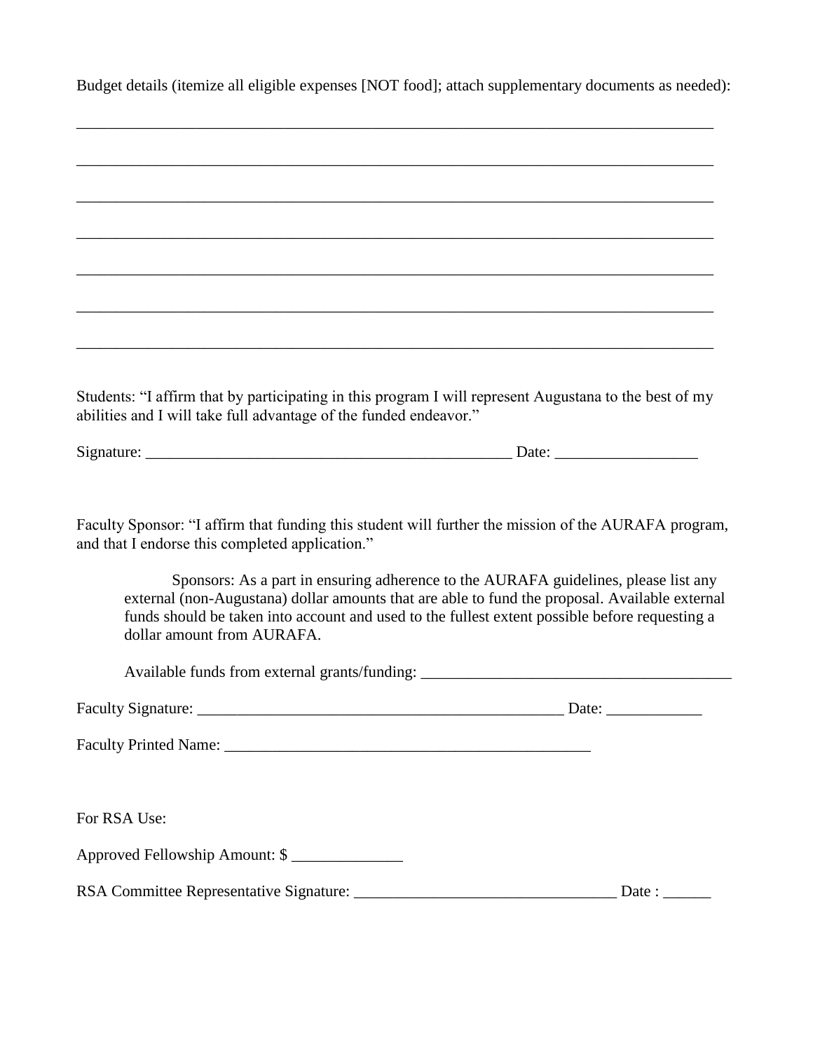Budget details (itemize all eligible expenses [NOT food]; attach supplementary documents as needed):

_______________________________________________________________________________

_______________________________________________________________________________

_______________________________________________________________________________

_______________________________________________________________________________

_______________________________________________________________________________

_______________________________________________________________________________

_______________________________________________________________________________

Students: "I affirm that by participating in this program I will represent Augustana to the best of my abilities and I will take full advantage of the funded endeavor."

Signature: _____________________________________________ Date: _________________

Faculty Sponsor: "I affirm that funding this student will further the mission of the AURAFA program, and that I endorse this completed application."

> Sponsors: As a part in ensuring adherence to the AURAFA guidelines, please list any external (non-Augustana) dollar amounts that are able to fund the proposal. Available external funds should be taken into account and used to the fullest extent possible before requesting a dollar amount from AURAFA.
>
> Available funds from external grants/funding: _______________________________________

Faculty Signature: ______________________________________________ Date: ____________

Faculty Printed Name: ______________________________________________

For RSA Use:

Approved Fellowship Amount: $ ______________

RSA Committee Representative Signature: ________________________________ Date : ______